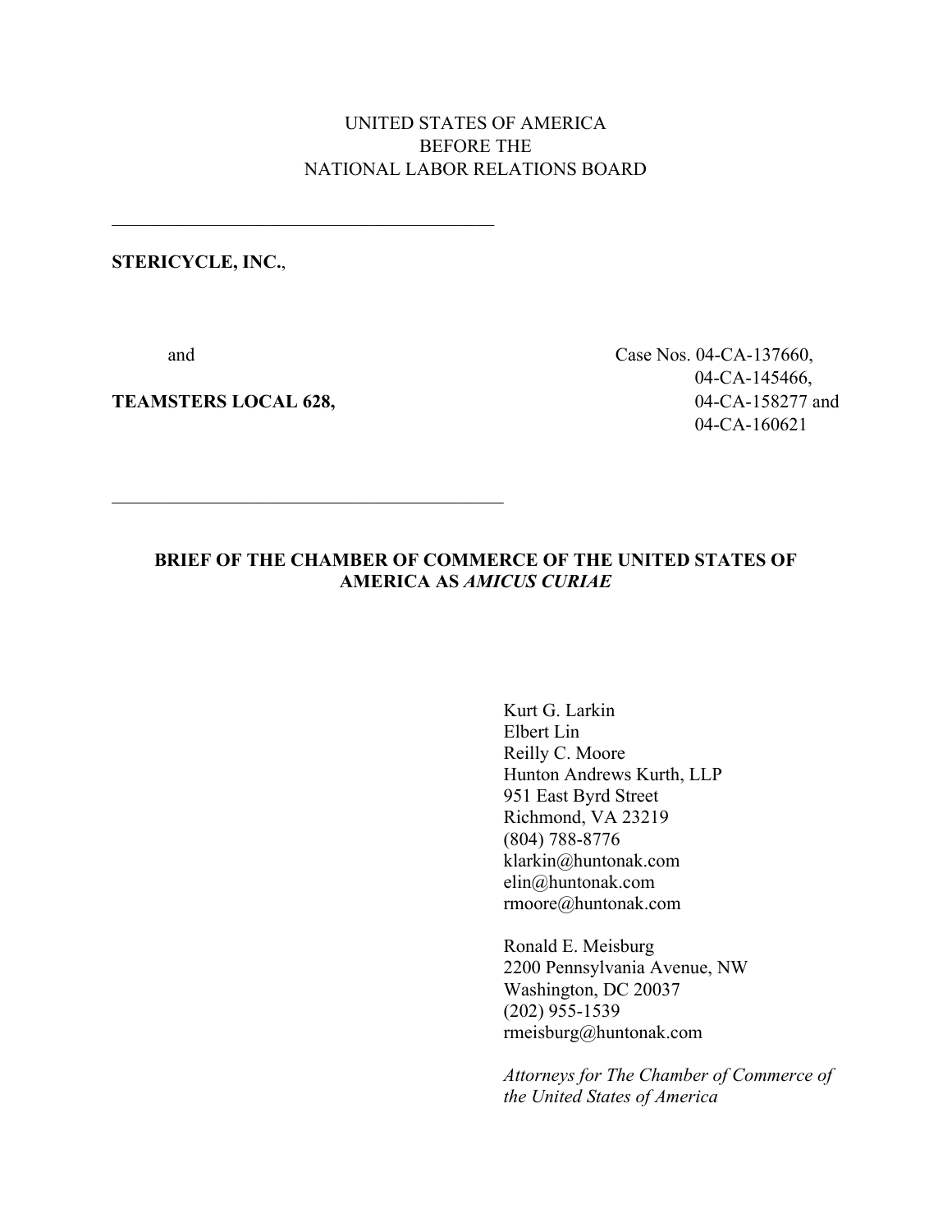UNITED STATES OF AMERICA
BEFORE THE
NATIONAL LABOR RELATIONS BOARD

---

**STERICYCLE, INC.**,

and

**TEAMSTERS LOCAL 628,**

Case Nos. 04-CA-137660,
04-CA-145466,
04-CA-158277 and
04-CA-160621

---

**BRIEF OF THE CHAMBER OF COMMERCE OF THE UNITED STATES OF AMERICA AS *AMICUS CURIAE***

Kurt G. Larkin
Elbert Lin
Reilly C. Moore
Hunton Andrews Kurth, LLP
951 East Byrd Street
Richmond, VA 23219
(804) 788-8776
klarkin@huntonak.com
elin@huntonak.com
rmoore@huntonak.com

Ronald E. Meisburg
2200 Pennsylvania Avenue, NW
Washington, DC 20037
(202) 955-1539
rmeisburg@huntonak.com

*Attorneys for The Chamber of Commerce of the United States of America*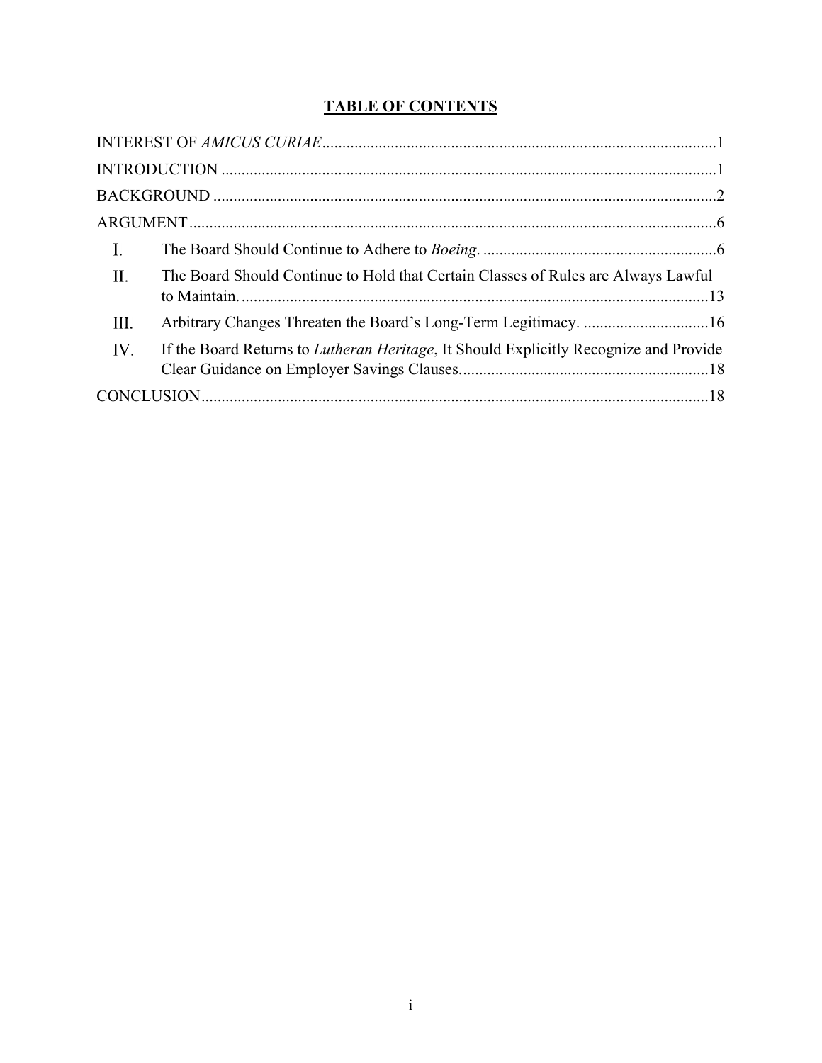# **TABLE OF CONTENTS**

INTEREST OF *AMICUS CURIAE* .................................................................................................1

INTRODUCTION ..........................................................................................................................1

BACKGROUND ............................................................................................................................2

ARGUMENT..................................................................................................................................6

I. The Board Should Continue to Adhere to *Boeing*. ..........................................................6

II. The Board Should Continue to Hold that Certain Classes of Rules are Always Lawful to Maintain. ...................................................................................................................13

III. Arbitrary Changes Threaten the Board's Long-Term Legitimacy. ...............................16

IV. If the Board Returns to *Lutheran Heritage*, It Should Explicitly Recognize and Provide Clear Guidance on Employer Savings Clauses. .............................................................18

CONCLUSION.............................................................................................................................18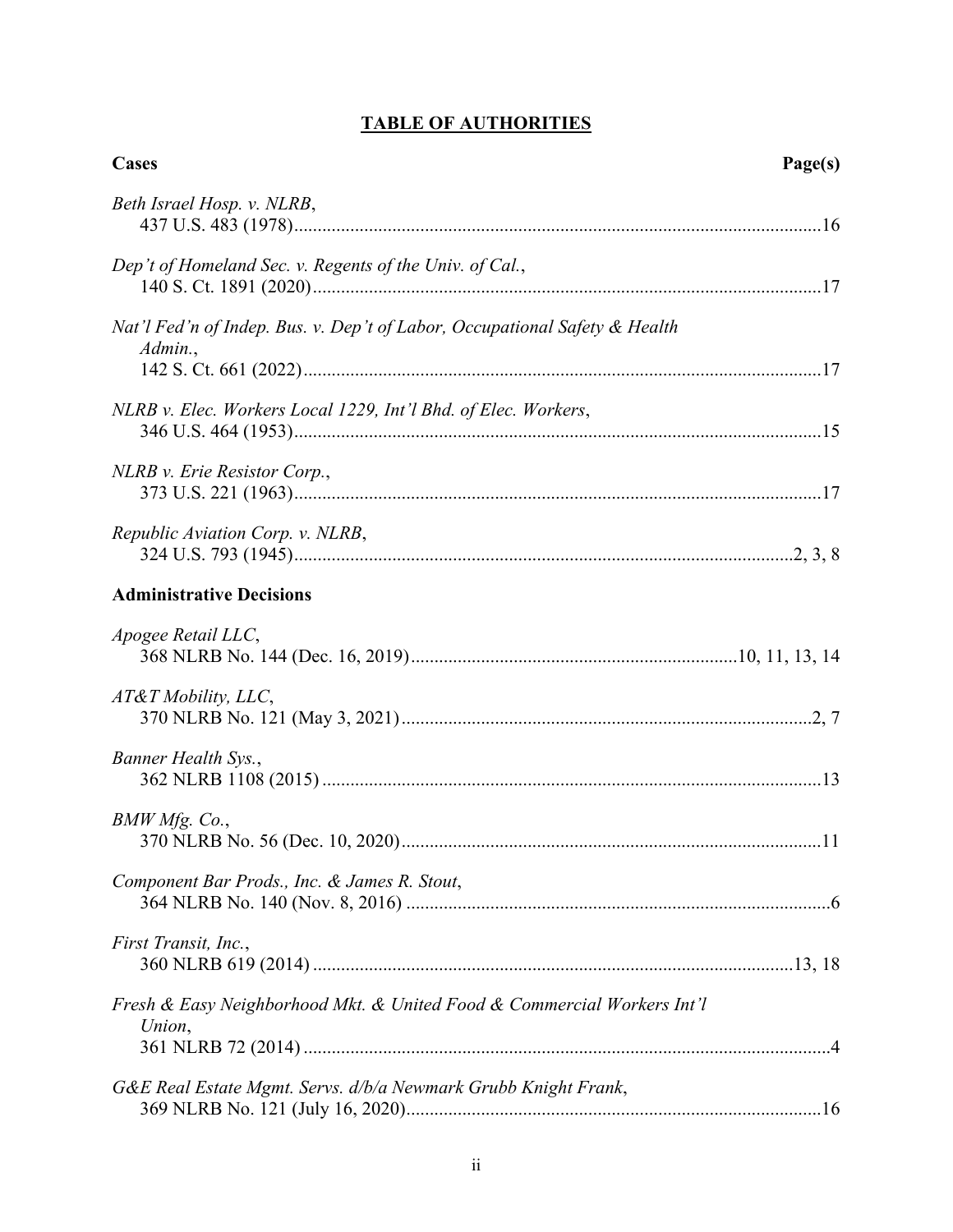# **TABLE OF AUTHORITIES**

| **Cases** | **Page(s)** |
|---|---|
| *Beth Israel Hosp. v. NLRB*, 437 U.S. 483 (1978) | 16 |
| *Dep't of Homeland Sec. v. Regents of the Univ. of Cal.*, 140 S. Ct. 1891 (2020) | 17 |
| *Nat'l Fed'n of Indep. Bus. v. Dep't of Labor, Occupational Safety & Health Admin.*, 142 S. Ct. 661 (2022) | 17 |
| *NLRB v. Elec. Workers Local 1229, Int'l Bhd. of Elec. Workers*, 346 U.S. 464 (1953) | 15 |
| *NLRB v. Erie Resistor Corp.*, 373 U.S. 221 (1963) | 17 |
| *Republic Aviation Corp. v. NLRB*, 324 U.S. 793 (1945) | 2, 3, 8 |
| **Administrative Decisions** | |
| *Apogee Retail LLC*, 368 NLRB No. 144 (Dec. 16, 2019) | 10, 11, 13, 14 |
| *AT&T Mobility, LLC*, 370 NLRB No. 121 (May 3, 2021) | 2, 7 |
| *Banner Health Sys.*, 362 NLRB 1108 (2015) | 13 |
| *BMW Mfg. Co.*, 370 NLRB No. 56 (Dec. 10, 2020) | 11 |
| *Component Bar Prods., Inc. & James R. Stout*, 364 NLRB No. 140 (Nov. 8, 2016) | 6 |
| *First Transit, Inc.*, 360 NLRB 619 (2014) | 13, 18 |
| *Fresh & Easy Neighborhood Mkt. & United Food & Commercial Workers Int'l Union*, 361 NLRB 72 (2014) | 4 |
| *G&E Real Estate Mgmt. Servs. d/b/a Newmark Grubb Knight Frank*, 369 NLRB No. 121 (July 16, 2020) | 16 |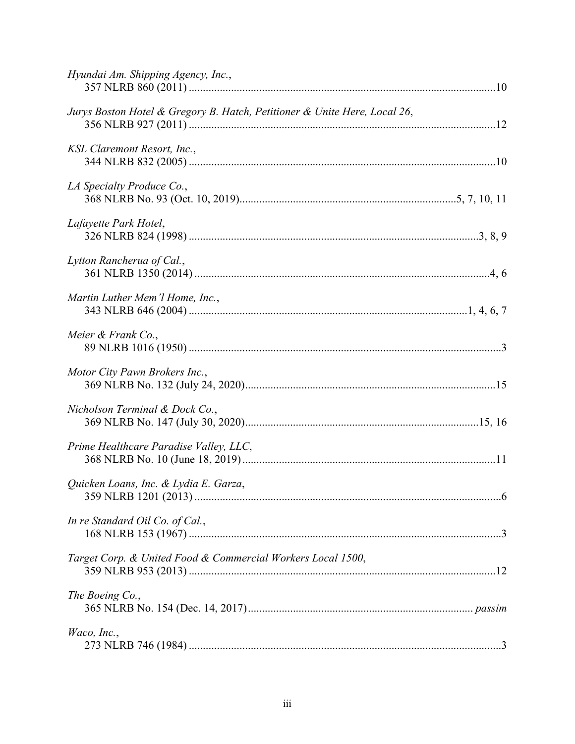*Hyundai Am. Shipping Agency, Inc.*,
357 NLRB 860 (2011) ............................................................................................................10

*Jurys Boston Hotel & Gregory B. Hatch, Petitioner & Unite Here, Local 26*,
356 NLRB 927 (2011) ............................................................................................................12

*KSL Claremont Resort, Inc.*,
344 NLRB 832 (2005) ............................................................................................................10

*LA Specialty Produce Co.*,
368 NLRB No. 93 (Oct. 10, 2019)............................................................................5, 7, 10, 11

*Lafayette Park Hotel*,
326 NLRB 824 (1998) ......................................................................................................3, 8, 9

*Lytton Rancherua of Cal.*,
361 NLRB 1350 (2014) .........................................................................................................4, 6

*Martin Luther Mem'l Home, Inc.*,
343 NLRB 646 (2004) .................................................................................................1, 4, 6, 7

*Meier & Frank Co.*,
89 NLRB 1016 (1950) ..............................................................................................................3

*Motor City Pawn Brokers Inc.*,
369 NLRB No. 132 (July 24, 2020)........................................................................................15

*Nicholson Terminal & Dock Co.*,
369 NLRB No. 147 (July 30, 2020)..................................................................................15, 16

*Prime Healthcare Paradise Valley, LLC*,
368 NLRB No. 10 (June 18, 2019).........................................................................................11

*Quicken Loans, Inc. & Lydia E. Garza*,
359 NLRB 1201 (2013) ............................................................................................................6

*In re Standard Oil Co. of Cal.*,
168 NLRB 153 (1967) ..............................................................................................................3

*Target Corp. & United Food & Commercial Workers Local 1500*,
359 NLRB 953 (2013) ............................................................................................................12

*The Boeing Co.*,
365 NLRB No. 154 (Dec. 14, 2017)............................................................................... *passim*

*Waco, Inc.*,
273 NLRB 746 (1984) ..............................................................................................................3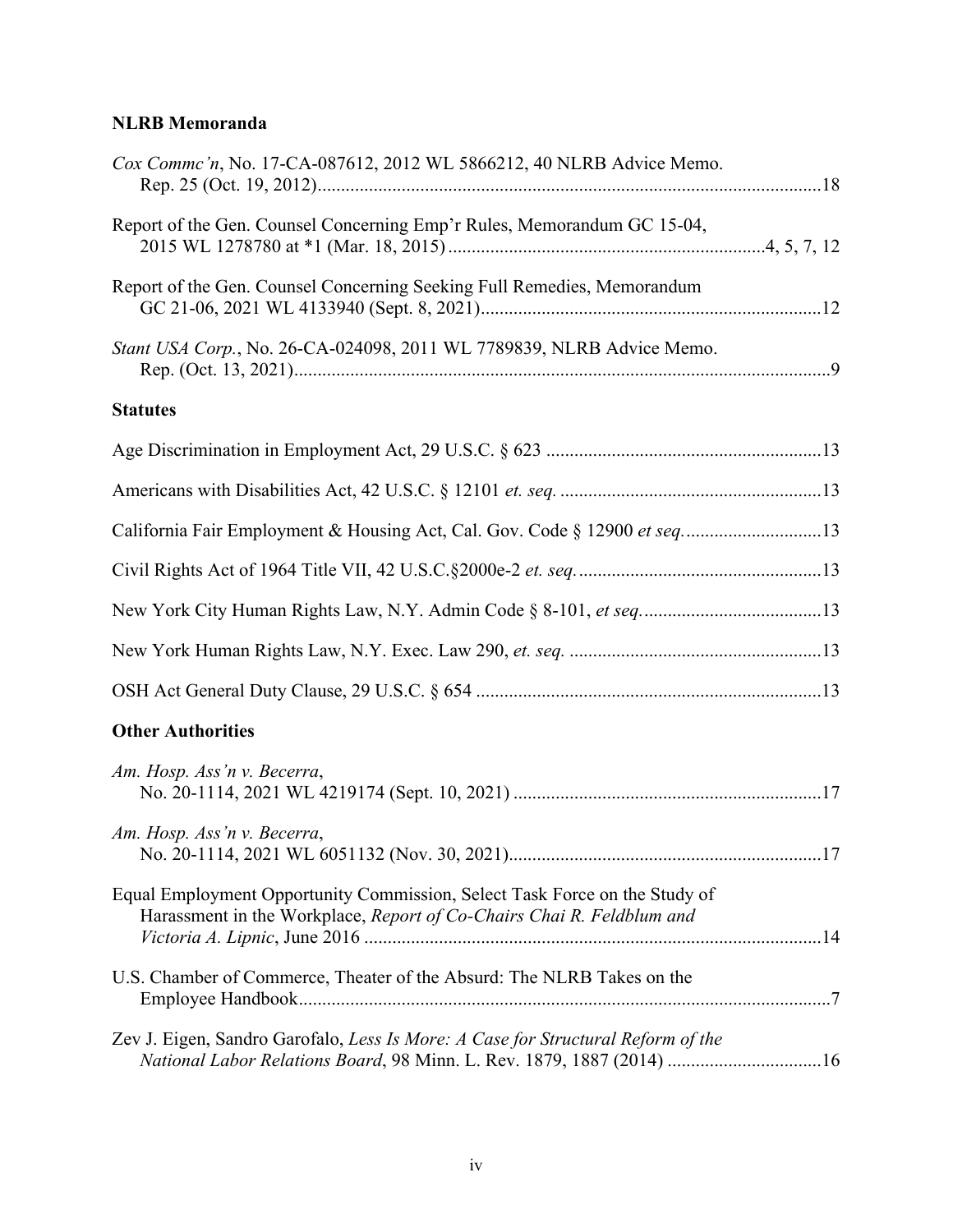**NLRB Memoranda**

*Cox Commc'n*, No. 17-CA-087612, 2012 WL 5866212, 40 NLRB Advice Memo. Rep. 25 (Oct. 19, 2012) .......... 18

Report of the Gen. Counsel Concerning Emp'r Rules, Memorandum GC 15-04, 2015 WL 1278780 at *1 (Mar. 18, 2015) .......... 4, 5, 7, 12

Report of the Gen. Counsel Concerning Seeking Full Remedies, Memorandum GC 21-06, 2021 WL 4133940 (Sept. 8, 2021) .......... 12

*Stant USA Corp.*, No. 26-CA-024098, 2011 WL 7789839, NLRB Advice Memo. Rep. (Oct. 13, 2021) .......... 9

**Statutes**

Age Discrimination in Employment Act, 29 U.S.C. § 623 .......... 13

Americans with Disabilities Act, 42 U.S.C. § 12101 *et. seq.* .......... 13

California Fair Employment & Housing Act, Cal. Gov. Code § 12900 *et seq.* .......... 13

Civil Rights Act of 1964 Title VII, 42 U.S.C.§2000e-2 *et. seq.* .......... 13

New York City Human Rights Law, N.Y. Admin Code § 8-101, *et seq.* .......... 13

New York Human Rights Law, N.Y. Exec. Law 290, *et. seq.* .......... 13

OSH Act General Duty Clause, 29 U.S.C. § 654 .......... 13

**Other Authorities**

*Am. Hosp. Ass'n v. Becerra*, No. 20-1114, 2021 WL 4219174 (Sept. 10, 2021) .......... 17

*Am. Hosp. Ass'n v. Becerra*, No. 20-1114, 2021 WL 6051132 (Nov. 30, 2021) .......... 17

Equal Employment Opportunity Commission, Select Task Force on the Study of Harassment in the Workplace, *Report of Co-Chairs Chai R. Feldblum and Victoria A. Lipnic*, June 2016 .......... 14

U.S. Chamber of Commerce, Theater of the Absurd: The NLRB Takes on the Employee Handbook .......... 7

Zev J. Eigen, Sandro Garofalo, *Less Is More: A Case for Structural Reform of the National Labor Relations Board*, 98 Minn. L. Rev. 1879, 1887 (2014) .......... 16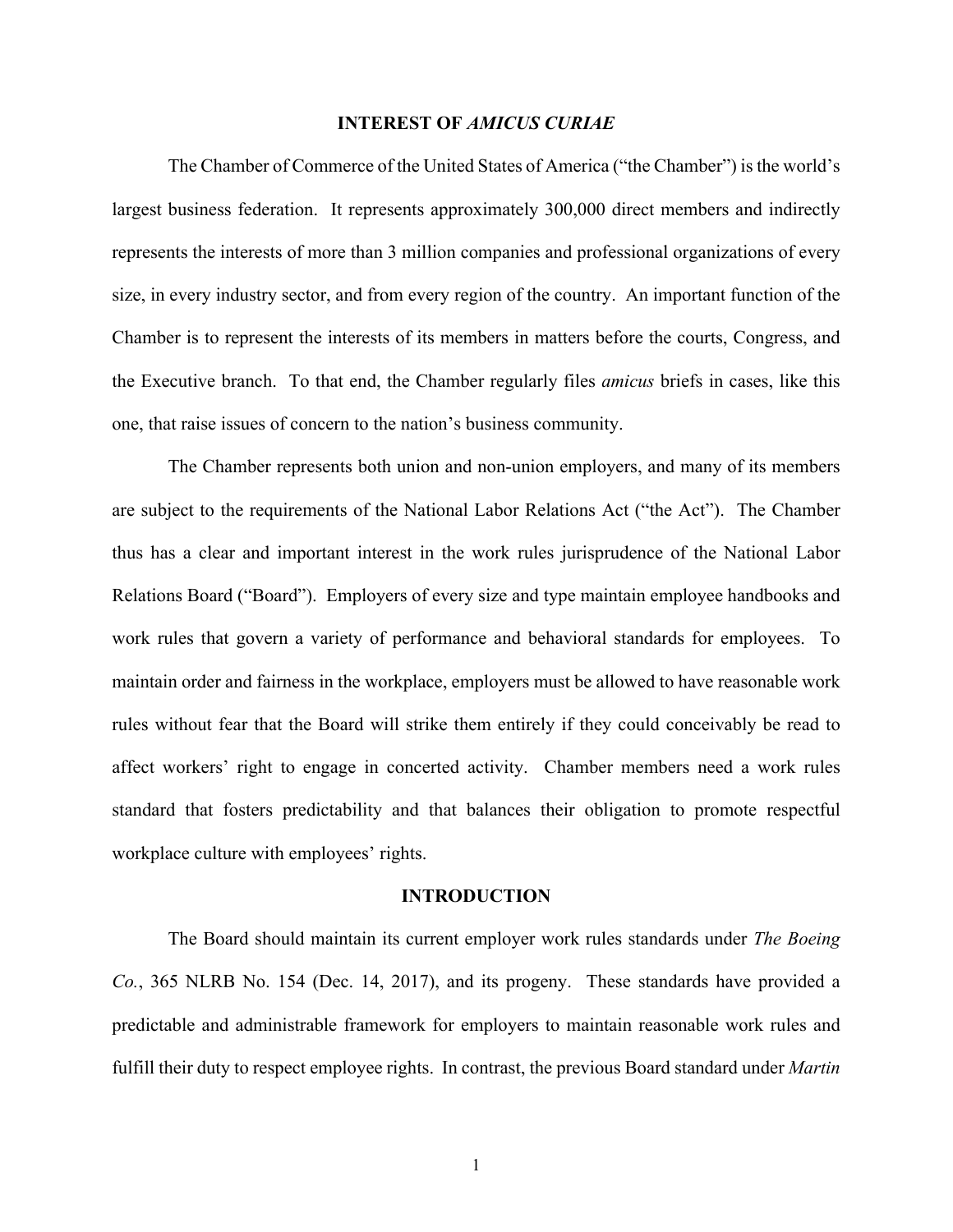## INTEREST OF *AMICUS CURIAE*

The Chamber of Commerce of the United States of America ("the Chamber") is the world's largest business federation. It represents approximately 300,000 direct members and indirectly represents the interests of more than 3 million companies and professional organizations of every size, in every industry sector, and from every region of the country. An important function of the Chamber is to represent the interests of its members in matters before the courts, Congress, and the Executive branch. To that end, the Chamber regularly files *amicus* briefs in cases, like this one, that raise issues of concern to the nation's business community.

The Chamber represents both union and non-union employers, and many of its members are subject to the requirements of the National Labor Relations Act ("the Act"). The Chamber thus has a clear and important interest in the work rules jurisprudence of the National Labor Relations Board ("Board"). Employers of every size and type maintain employee handbooks and work rules that govern a variety of performance and behavioral standards for employees. To maintain order and fairness in the workplace, employers must be allowed to have reasonable work rules without fear that the Board will strike them entirely if they could conceivably be read to affect workers' right to engage in concerted activity. Chamber members need a work rules standard that fosters predictability and that balances their obligation to promote respectful workplace culture with employees' rights.

## INTRODUCTION

The Board should maintain its current employer work rules standards under *The Boeing Co.*, 365 NLRB No. 154 (Dec. 14, 2017), and its progeny. These standards have provided a predictable and administrable framework for employers to maintain reasonable work rules and fulfill their duty to respect employee rights. In contrast, the previous Board standard under *Martin*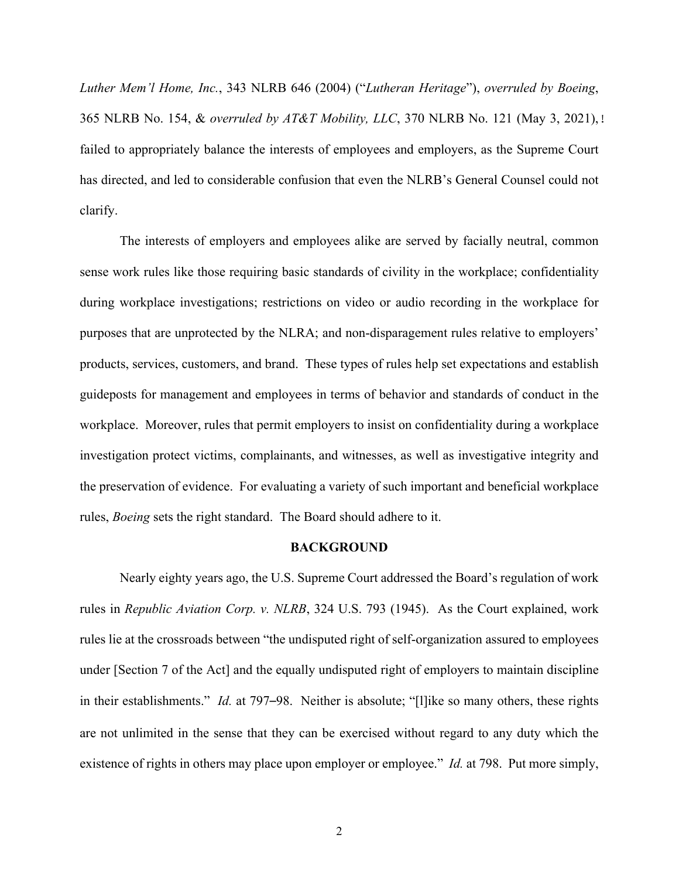*Luther Mem'l Home, Inc.*, 343 NLRB 646 (2004) ("*Lutheran Heritage*"), *overruled by Boeing*, 365 NLRB No. 154, & *overruled by AT&T Mobility, LLC*, 370 NLRB No. 121 (May 3, 2021), failed to appropriately balance the interests of employees and employers, as the Supreme Court has directed, and led to considerable confusion that even the NLRB's General Counsel could not clarify.

The interests of employers and employees alike are served by facially neutral, common sense work rules like those requiring basic standards of civility in the workplace; confidentiality during workplace investigations; restrictions on video or audio recording in the workplace for purposes that are unprotected by the NLRA; and non-disparagement rules relative to employers' products, services, customers, and brand. These types of rules help set expectations and establish guideposts for management and employees in terms of behavior and standards of conduct in the workplace. Moreover, rules that permit employers to insist on confidentiality during a workplace investigation protect victims, complainants, and witnesses, as well as investigative integrity and the preservation of evidence. For evaluating a variety of such important and beneficial workplace rules, *Boeing* sets the right standard. The Board should adhere to it.

## BACKGROUND

Nearly eighty years ago, the U.S. Supreme Court addressed the Board's regulation of work rules in *Republic Aviation Corp. v. NLRB*, 324 U.S. 793 (1945). As the Court explained, work rules lie at the crossroads between "the undisputed right of self-organization assured to employees under [Section 7 of the Act] and the equally undisputed right of employers to maintain discipline in their establishments." *Id.* at 797–98. Neither is absolute; "[l]ike so many others, these rights are not unlimited in the sense that they can be exercised without regard to any duty which the existence of rights in others may place upon employer or employee." *Id.* at 798. Put more simply,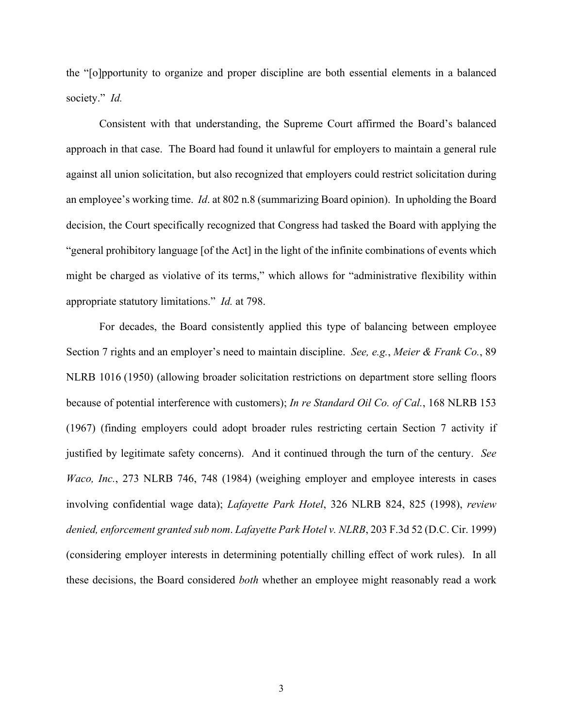the "[o]pportunity to organize and proper discipline are both essential elements in a balanced society." *Id.*

Consistent with that understanding, the Supreme Court affirmed the Board's balanced approach in that case. The Board had found it unlawful for employers to maintain a general rule against all union solicitation, but also recognized that employers could restrict solicitation during an employee's working time. *Id*. at 802 n.8 (summarizing Board opinion). In upholding the Board decision, the Court specifically recognized that Congress had tasked the Board with applying the "general prohibitory language [of the Act] in the light of the infinite combinations of events which might be charged as violative of its terms," which allows for "administrative flexibility within appropriate statutory limitations." *Id.* at 798.

For decades, the Board consistently applied this type of balancing between employee Section 7 rights and an employer's need to maintain discipline. *See, e.g.*, *Meier & Frank Co.*, 89 NLRB 1016 (1950) (allowing broader solicitation restrictions on department store selling floors because of potential interference with customers); *In re Standard Oil Co. of Cal.*, 168 NLRB 153 (1967) (finding employers could adopt broader rules restricting certain Section 7 activity if justified by legitimate safety concerns). And it continued through the turn of the century. *See Waco, Inc.*, 273 NLRB 746, 748 (1984) (weighing employer and employee interests in cases involving confidential wage data); *Lafayette Park Hotel*, 326 NLRB 824, 825 (1998), *review denied, enforcement granted sub nom*. *Lafayette Park Hotel v. NLRB*, 203 F.3d 52 (D.C. Cir. 1999) (considering employer interests in determining potentially chilling effect of work rules). In all these decisions, the Board considered *both* whether an employee might reasonably read a work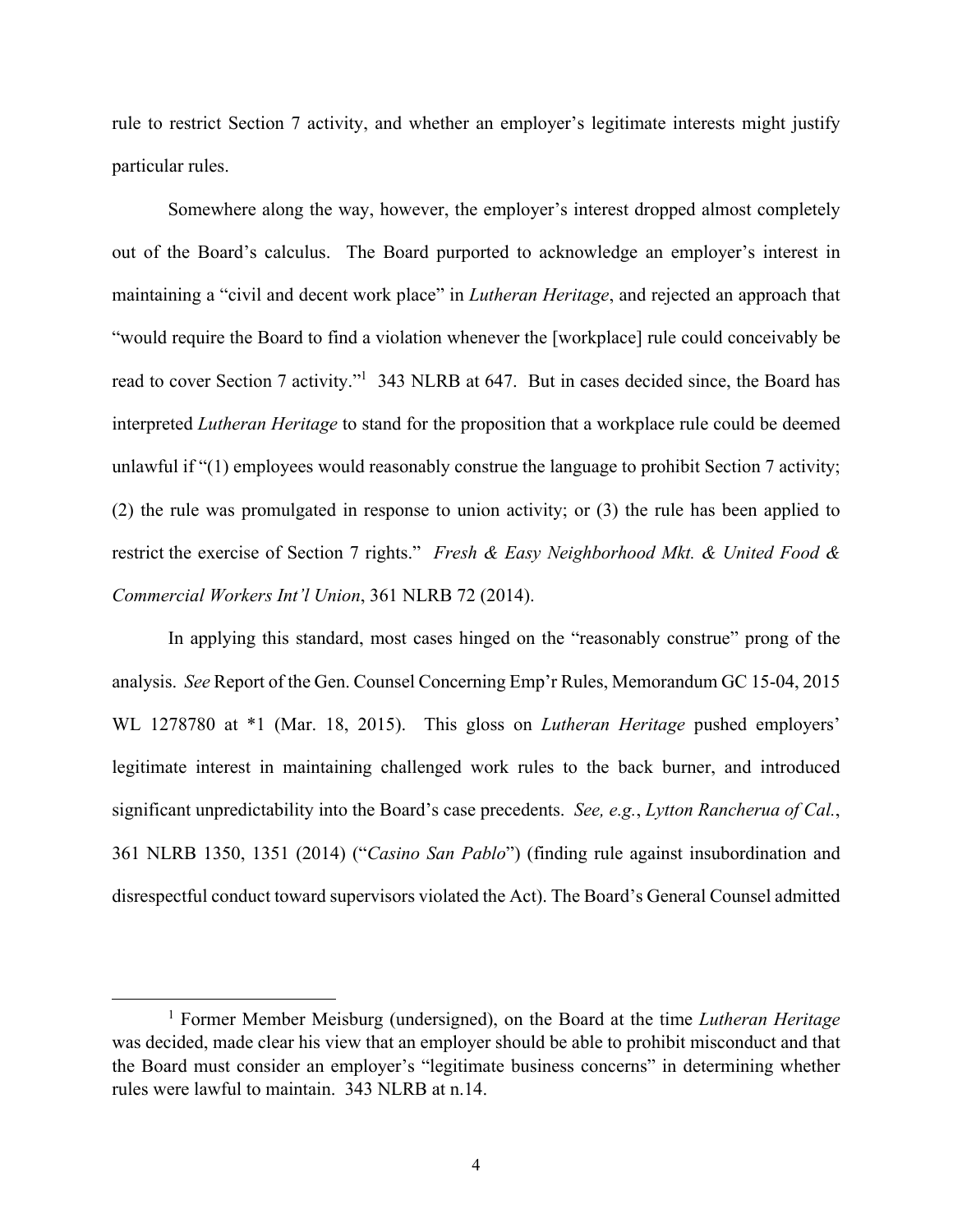rule to restrict Section 7 activity, and whether an employer's legitimate interests might justify particular rules.

Somewhere along the way, however, the employer's interest dropped almost completely out of the Board's calculus. The Board purported to acknowledge an employer's interest in maintaining a "civil and decent work place" in *Lutheran Heritage*, and rejected an approach that "would require the Board to find a violation whenever the [workplace] rule could conceivably be read to cover Section 7 activity."[1] 343 NLRB at 647. But in cases decided since, the Board has interpreted *Lutheran Heritage* to stand for the proposition that a workplace rule could be deemed unlawful if "(1) employees would reasonably construe the language to prohibit Section 7 activity; (2) the rule was promulgated in response to union activity; or (3) the rule has been applied to restrict the exercise of Section 7 rights." *Fresh & Easy Neighborhood Mkt. & United Food & Commercial Workers Int'l Union*, 361 NLRB 72 (2014).

In applying this standard, most cases hinged on the "reasonably construe" prong of the analysis. *See* Report of the Gen. Counsel Concerning Emp'r Rules, Memorandum GC 15-04, 2015 WL 1278780 at *1 (Mar. 18, 2015). This gloss on *Lutheran Heritage* pushed employers' legitimate interest in maintaining challenged work rules to the back burner, and introduced significant unpredictability into the Board's case precedents. *See, e.g.*, *Lytton Rancherua of Cal.*, 361 NLRB 1350, 1351 (2014) ("*Casino San Pablo*") (finding rule against insubordination and disrespectful conduct toward supervisors violated the Act). The Board's General Counsel admitted

[1] Former Member Meisburg (undersigned), on the Board at the time *Lutheran Heritage* was decided, made clear his view that an employer should be able to prohibit misconduct and that the Board must consider an employer's "legitimate business concerns" in determining whether rules were lawful to maintain. 343 NLRB at n.14.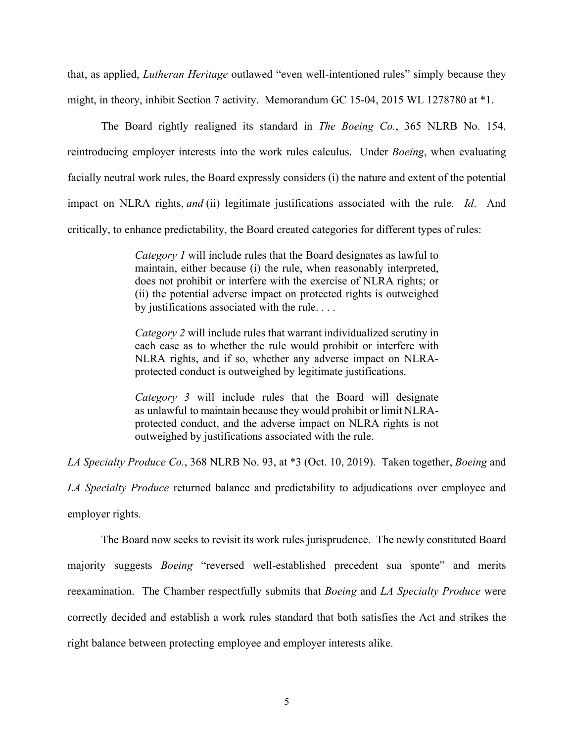that, as applied, *Lutheran Heritage* outlawed "even well-intentioned rules" simply because they might, in theory, inhibit Section 7 activity. Memorandum GC 15-04, 2015 WL 1278780 at *1.

The Board rightly realigned its standard in *The Boeing Co.*, 365 NLRB No. 154, reintroducing employer interests into the work rules calculus. Under *Boeing*, when evaluating facially neutral work rules, the Board expressly considers (i) the nature and extent of the potential impact on NLRA rights, *and* (ii) legitimate justifications associated with the rule. *Id*. And critically, to enhance predictability, the Board created categories for different types of rules:

> *Category 1* will include rules that the Board designates as lawful to maintain, either because (i) the rule, when reasonably interpreted, does not prohibit or interfere with the exercise of NLRA rights; or (ii) the potential adverse impact on protected rights is outweighed by justifications associated with the rule. . . .
>
> *Category 2* will include rules that warrant individualized scrutiny in each case as to whether the rule would prohibit or interfere with NLRA rights, and if so, whether any adverse impact on NLRA-protected conduct is outweighed by legitimate justifications.
>
> *Category 3* will include rules that the Board will designate as unlawful to maintain because they would prohibit or limit NLRA-protected conduct, and the adverse impact on NLRA rights is not outweighed by justifications associated with the rule.

*LA Specialty Produce Co.*, 368 NLRB No. 93, at *3 (Oct. 10, 2019). Taken together, *Boeing* and *LA Specialty Produce* returned balance and predictability to adjudications over employee and employer rights.

The Board now seeks to revisit its work rules jurisprudence. The newly constituted Board majority suggests *Boeing* "reversed well-established precedent sua sponte" and merits reexamination. The Chamber respectfully submits that *Boeing* and *LA Specialty Produce* were correctly decided and establish a work rules standard that both satisfies the Act and strikes the right balance between protecting employee and employer interests alike.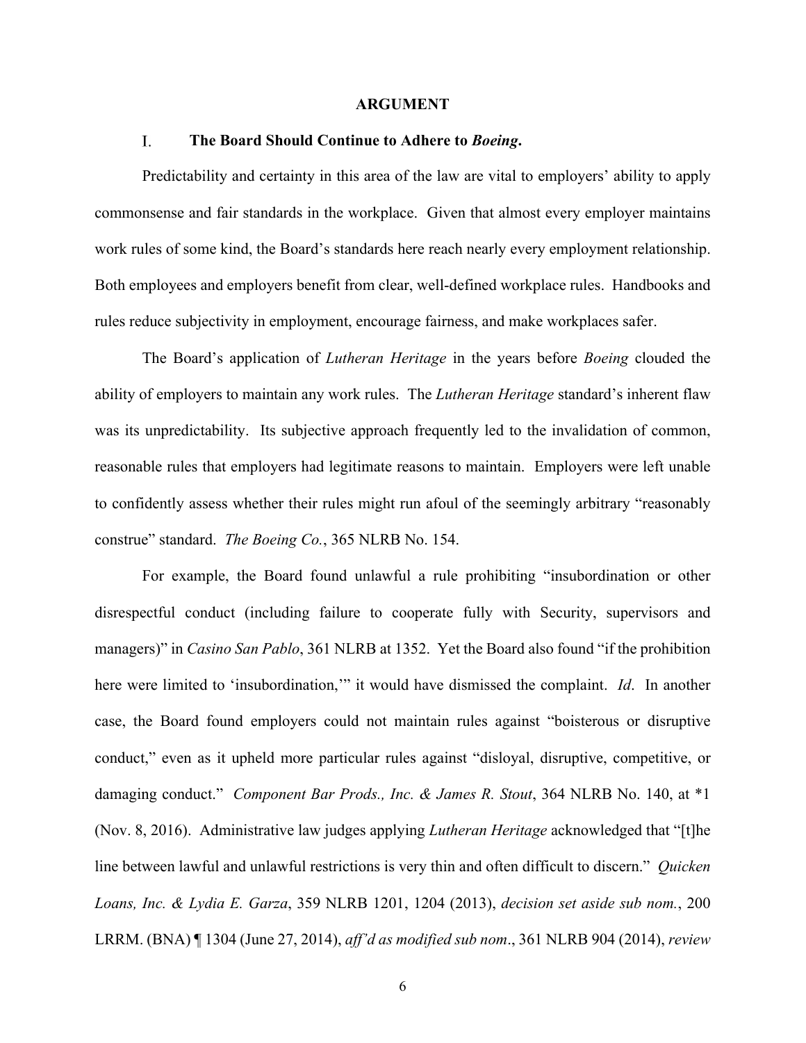## ARGUMENT

### I. The Board Should Continue to Adhere to *Boeing*.

Predictability and certainty in this area of the law are vital to employers' ability to apply commonsense and fair standards in the workplace. Given that almost every employer maintains work rules of some kind, the Board's standards here reach nearly every employment relationship. Both employees and employers benefit from clear, well-defined workplace rules. Handbooks and rules reduce subjectivity in employment, encourage fairness, and make workplaces safer.

The Board's application of *Lutheran Heritage* in the years before *Boeing* clouded the ability of employers to maintain any work rules. The *Lutheran Heritage* standard's inherent flaw was its unpredictability. Its subjective approach frequently led to the invalidation of common, reasonable rules that employers had legitimate reasons to maintain. Employers were left unable to confidently assess whether their rules might run afoul of the seemingly arbitrary "reasonably construe" standard. *The Boeing Co.*, 365 NLRB No. 154.

For example, the Board found unlawful a rule prohibiting "insubordination or other disrespectful conduct (including failure to cooperate fully with Security, supervisors and managers)" in *Casino San Pablo*, 361 NLRB at 1352. Yet the Board also found "if the prohibition here were limited to 'insubordination,'" it would have dismissed the complaint. *Id*. In another case, the Board found employers could not maintain rules against "boisterous or disruptive conduct," even as it upheld more particular rules against "disloyal, disruptive, competitive, or damaging conduct." *Component Bar Prods., Inc. & James R. Stout*, 364 NLRB No. 140, at *1 (Nov. 8, 2016). Administrative law judges applying *Lutheran Heritage* acknowledged that "[t]he line between lawful and unlawful restrictions is very thin and often difficult to discern." *Quicken Loans, Inc. & Lydia E. Garza*, 359 NLRB 1201, 1204 (2013), *decision set aside sub nom.*, 200 LRRM. (BNA) ¶ 1304 (June 27, 2014), *aff'd as modified sub nom*., 361 NLRB 904 (2014), *review*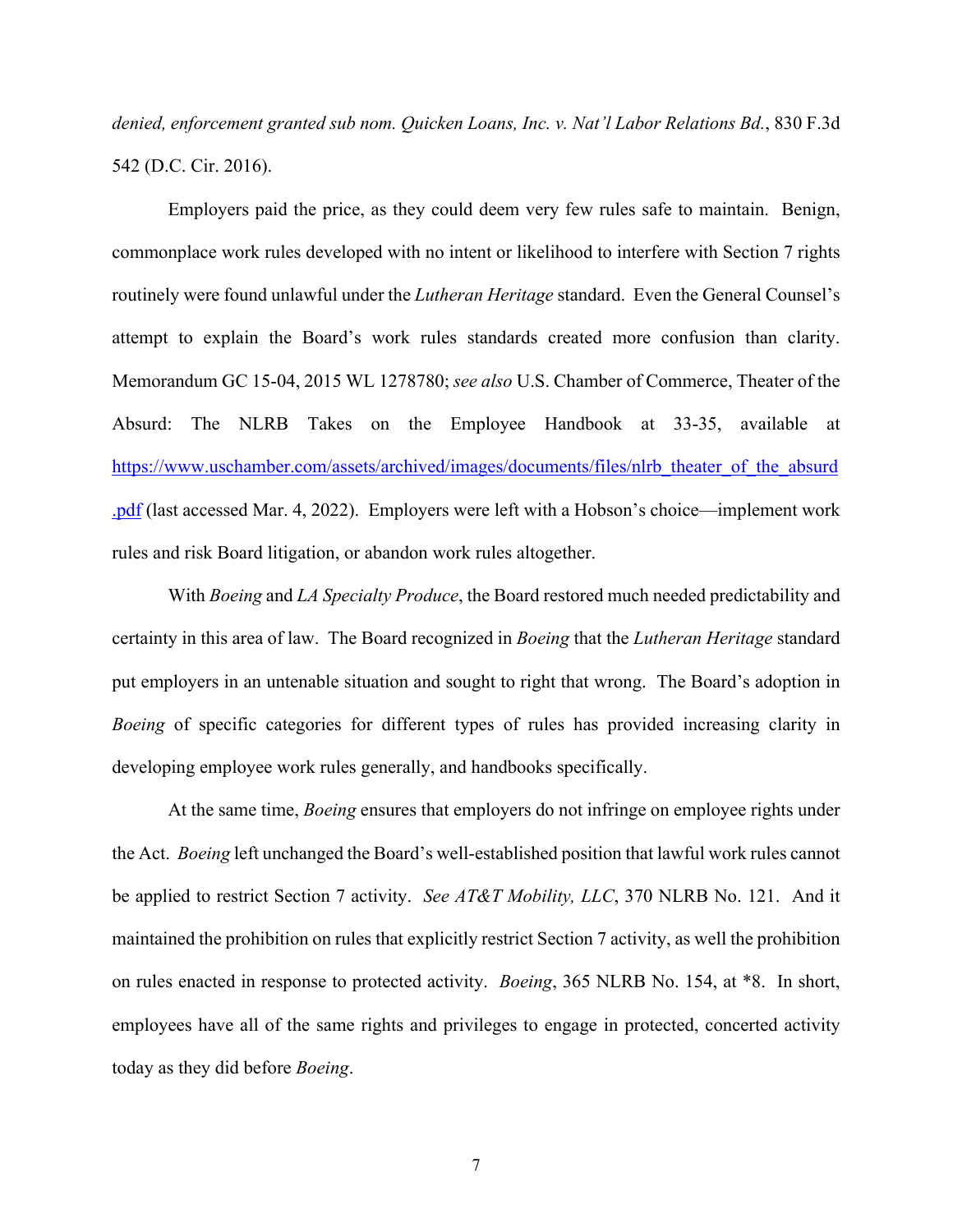*denied, enforcement granted sub nom. Quicken Loans, Inc. v. Nat'l Labor Relations Bd.*, 830 F.3d 542 (D.C. Cir. 2016).

Employers paid the price, as they could deem very few rules safe to maintain. Benign, commonplace work rules developed with no intent or likelihood to interfere with Section 7 rights routinely were found unlawful under the *Lutheran Heritage* standard. Even the General Counsel's attempt to explain the Board's work rules standards created more confusion than clarity. Memorandum GC 15-04, 2015 WL 1278780; *see also* U.S. Chamber of Commerce, Theater of the Absurd: The NLRB Takes on the Employee Handbook at 33-35, available at [https://www.uschamber.com/assets/archived/images/documents/files/nlrb_theater_of_the_absurd.pdf](https://www.uschamber.com/assets/archived/images/documents/files/nlrb_theater_of_the_absurd.pdf) (last accessed Mar. 4, 2022). Employers were left with a Hobson's choice—implement work rules and risk Board litigation, or abandon work rules altogether.

With *Boeing* and *LA Specialty Produce*, the Board restored much needed predictability and certainty in this area of law. The Board recognized in *Boeing* that the *Lutheran Heritage* standard put employers in an untenable situation and sought to right that wrong. The Board's adoption in *Boeing* of specific categories for different types of rules has provided increasing clarity in developing employee work rules generally, and handbooks specifically.

At the same time, *Boeing* ensures that employers do not infringe on employee rights under the Act. *Boeing* left unchanged the Board's well-established position that lawful work rules cannot be applied to restrict Section 7 activity. *See AT&T Mobility, LLC*, 370 NLRB No. 121. And it maintained the prohibition on rules that explicitly restrict Section 7 activity, as well the prohibition on rules enacted in response to protected activity. *Boeing*, 365 NLRB No. 154, at *8. In short, employees have all of the same rights and privileges to engage in protected, concerted activity today as they did before *Boeing*.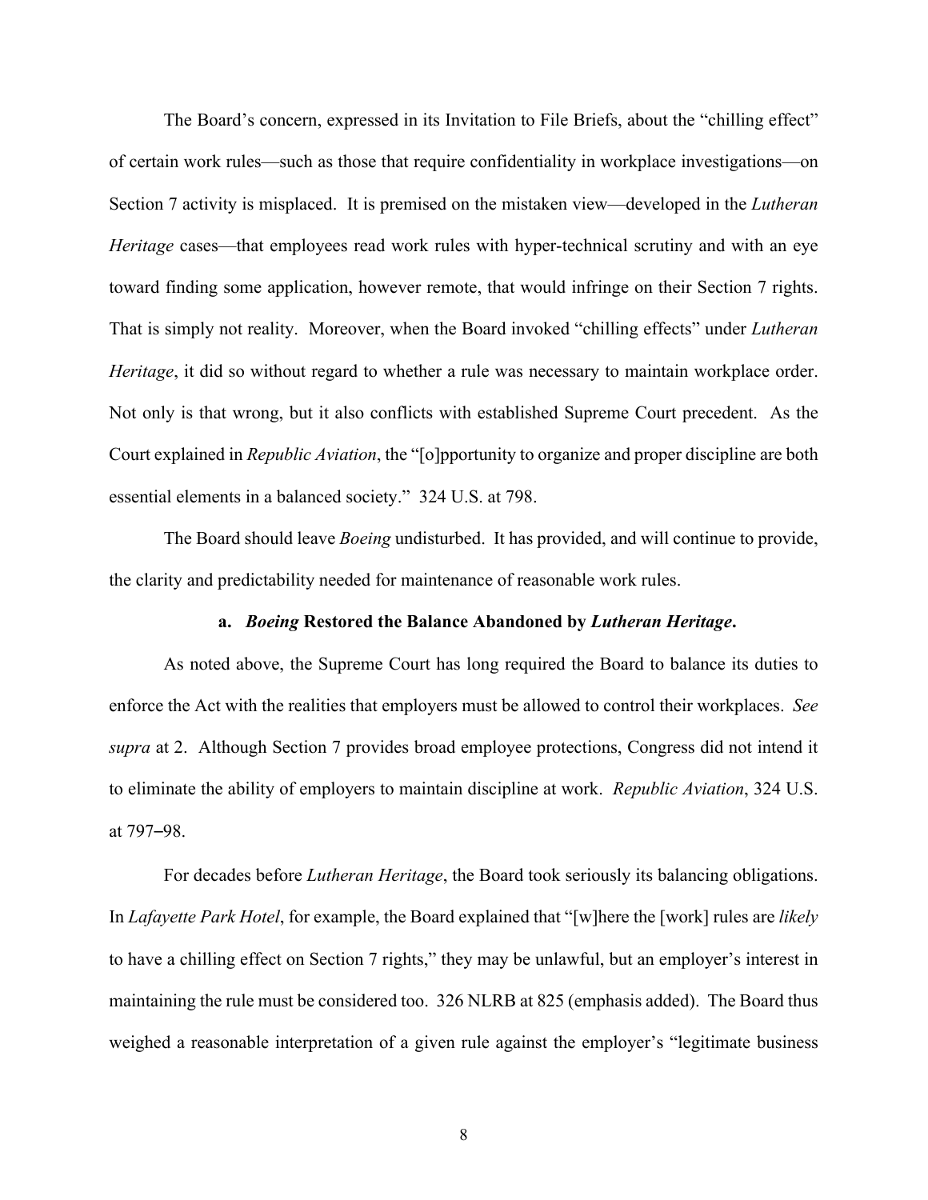The Board's concern, expressed in its Invitation to File Briefs, about the "chilling effect" of certain work rules—such as those that require confidentiality in workplace investigations—on Section 7 activity is misplaced. It is premised on the mistaken view—developed in the *Lutheran Heritage* cases—that employees read work rules with hyper-technical scrutiny and with an eye toward finding some application, however remote, that would infringe on their Section 7 rights. That is simply not reality. Moreover, when the Board invoked "chilling effects" under *Lutheran Heritage*, it did so without regard to whether a rule was necessary to maintain workplace order. Not only is that wrong, but it also conflicts with established Supreme Court precedent. As the Court explained in *Republic Aviation*, the "[o]pportunity to organize and proper discipline are both essential elements in a balanced society." 324 U.S. at 798.

The Board should leave *Boeing* undisturbed. It has provided, and will continue to provide, the clarity and predictability needed for maintenance of reasonable work rules.

**a. *Boeing* Restored the Balance Abandoned by *Lutheran Heritage*.**

As noted above, the Supreme Court has long required the Board to balance its duties to enforce the Act with the realities that employers must be allowed to control their workplaces. *See supra* at 2. Although Section 7 provides broad employee protections, Congress did not intend it to eliminate the ability of employers to maintain discipline at work. *Republic Aviation*, 324 U.S. at 797–98.

For decades before *Lutheran Heritage*, the Board took seriously its balancing obligations. In *Lafayette Park Hotel*, for example, the Board explained that "[w]here the [work] rules are *likely* to have a chilling effect on Section 7 rights," they may be unlawful, but an employer's interest in maintaining the rule must be considered too. 326 NLRB at 825 (emphasis added). The Board thus weighed a reasonable interpretation of a given rule against the employer's "legitimate business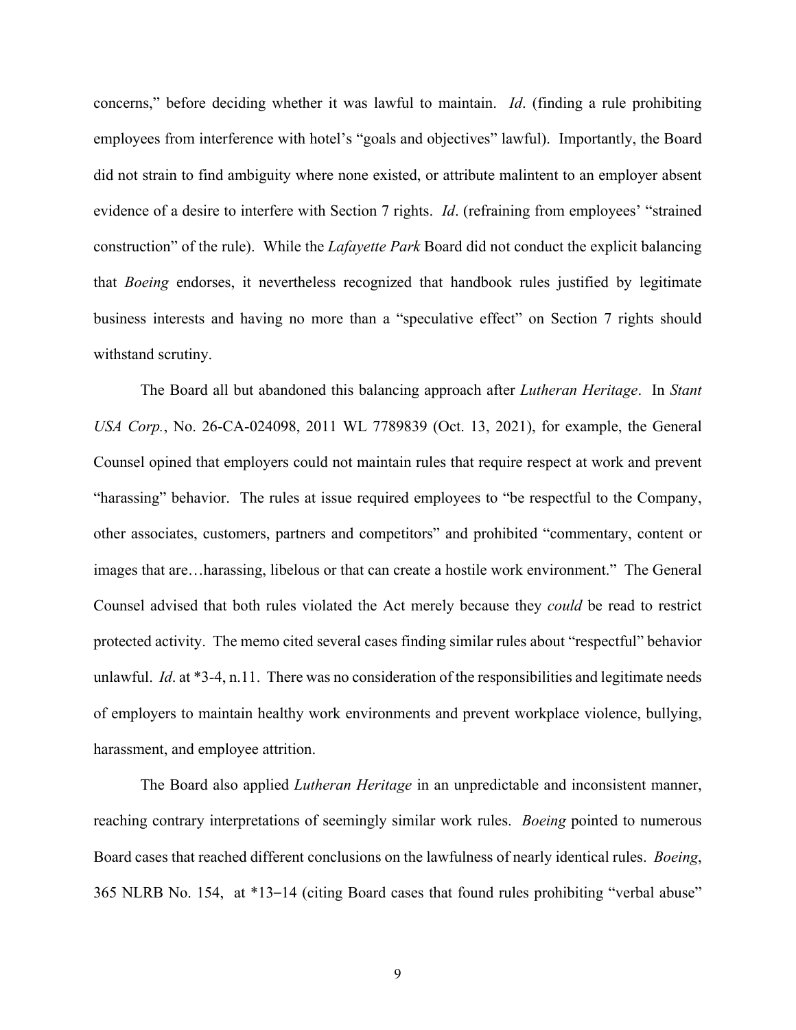concerns," before deciding whether it was lawful to maintain. *Id*. (finding a rule prohibiting employees from interference with hotel's "goals and objectives" lawful). Importantly, the Board did not strain to find ambiguity where none existed, or attribute malintent to an employer absent evidence of a desire to interfere with Section 7 rights. *Id*. (refraining from employees' "strained construction" of the rule). While the *Lafayette Park* Board did not conduct the explicit balancing that *Boeing* endorses, it nevertheless recognized that handbook rules justified by legitimate business interests and having no more than a "speculative effect" on Section 7 rights should withstand scrutiny.

The Board all but abandoned this balancing approach after *Lutheran Heritage*. In *Stant USA Corp.*, No. 26-CA-024098, 2011 WL 7789839 (Oct. 13, 2021), for example, the General Counsel opined that employers could not maintain rules that require respect at work and prevent "harassing" behavior. The rules at issue required employees to "be respectful to the Company, other associates, customers, partners and competitors" and prohibited "commentary, content or images that are…harassing, libelous or that can create a hostile work environment." The General Counsel advised that both rules violated the Act merely because they *could* be read to restrict protected activity. The memo cited several cases finding similar rules about "respectful" behavior unlawful. *Id*. at *3-4, n.11. There was no consideration of the responsibilities and legitimate needs of employers to maintain healthy work environments and prevent workplace violence, bullying, harassment, and employee attrition.

The Board also applied *Lutheran Heritage* in an unpredictable and inconsistent manner, reaching contrary interpretations of seemingly similar work rules. *Boeing* pointed to numerous Board cases that reached different conclusions on the lawfulness of nearly identical rules. *Boeing*, 365 NLRB No. 154, at *13–14 (citing Board cases that found rules prohibiting "verbal abuse"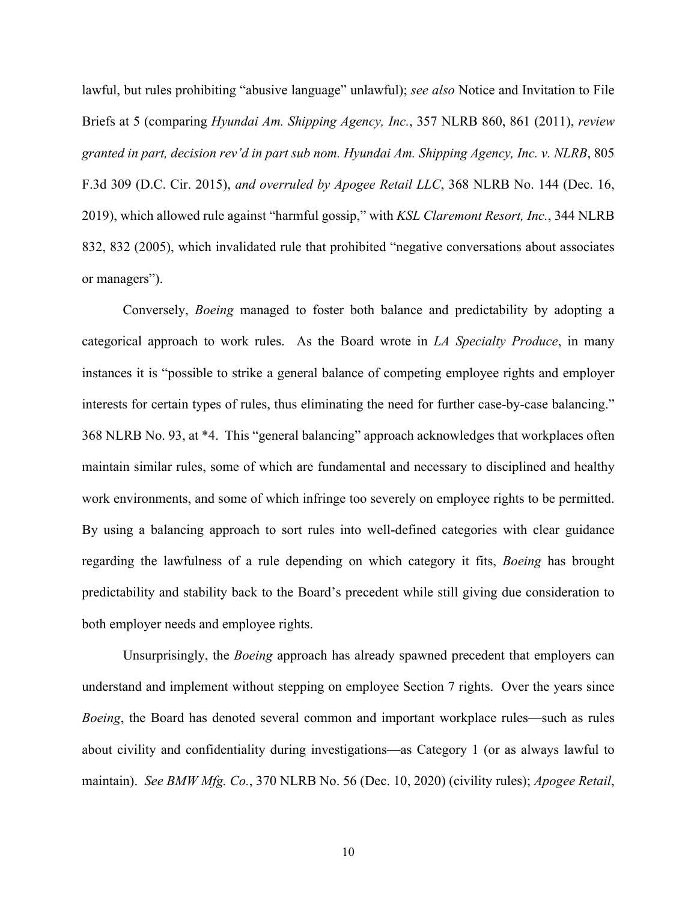lawful, but rules prohibiting "abusive language" unlawful); *see also* Notice and Invitation to File Briefs at 5 (comparing *Hyundai Am. Shipping Agency, Inc.*, 357 NLRB 860, 861 (2011), *review granted in part, decision rev'd in part sub nom. Hyundai Am. Shipping Agency, Inc. v. NLRB*, 805 F.3d 309 (D.C. Cir. 2015), *and overruled by Apogee Retail LLC*, 368 NLRB No. 144 (Dec. 16, 2019), which allowed rule against "harmful gossip," with *KSL Claremont Resort, Inc.*, 344 NLRB 832, 832 (2005), which invalidated rule that prohibited "negative conversations about associates or managers").

Conversely, *Boeing* managed to foster both balance and predictability by adopting a categorical approach to work rules. As the Board wrote in *LA Specialty Produce*, in many instances it is "possible to strike a general balance of competing employee rights and employer interests for certain types of rules, thus eliminating the need for further case-by-case balancing." 368 NLRB No. 93, at *4. This "general balancing" approach acknowledges that workplaces often maintain similar rules, some of which are fundamental and necessary to disciplined and healthy work environments, and some of which infringe too severely on employee rights to be permitted. By using a balancing approach to sort rules into well-defined categories with clear guidance regarding the lawfulness of a rule depending on which category it fits, *Boeing* has brought predictability and stability back to the Board's precedent while still giving due consideration to both employer needs and employee rights.

Unsurprisingly, the *Boeing* approach has already spawned precedent that employers can understand and implement without stepping on employee Section 7 rights. Over the years since *Boeing*, the Board has denoted several common and important workplace rules—such as rules about civility and confidentiality during investigations—as Category 1 (or as always lawful to maintain). *See BMW Mfg. Co.*, 370 NLRB No. 56 (Dec. 10, 2020) (civility rules); *Apogee Retail*,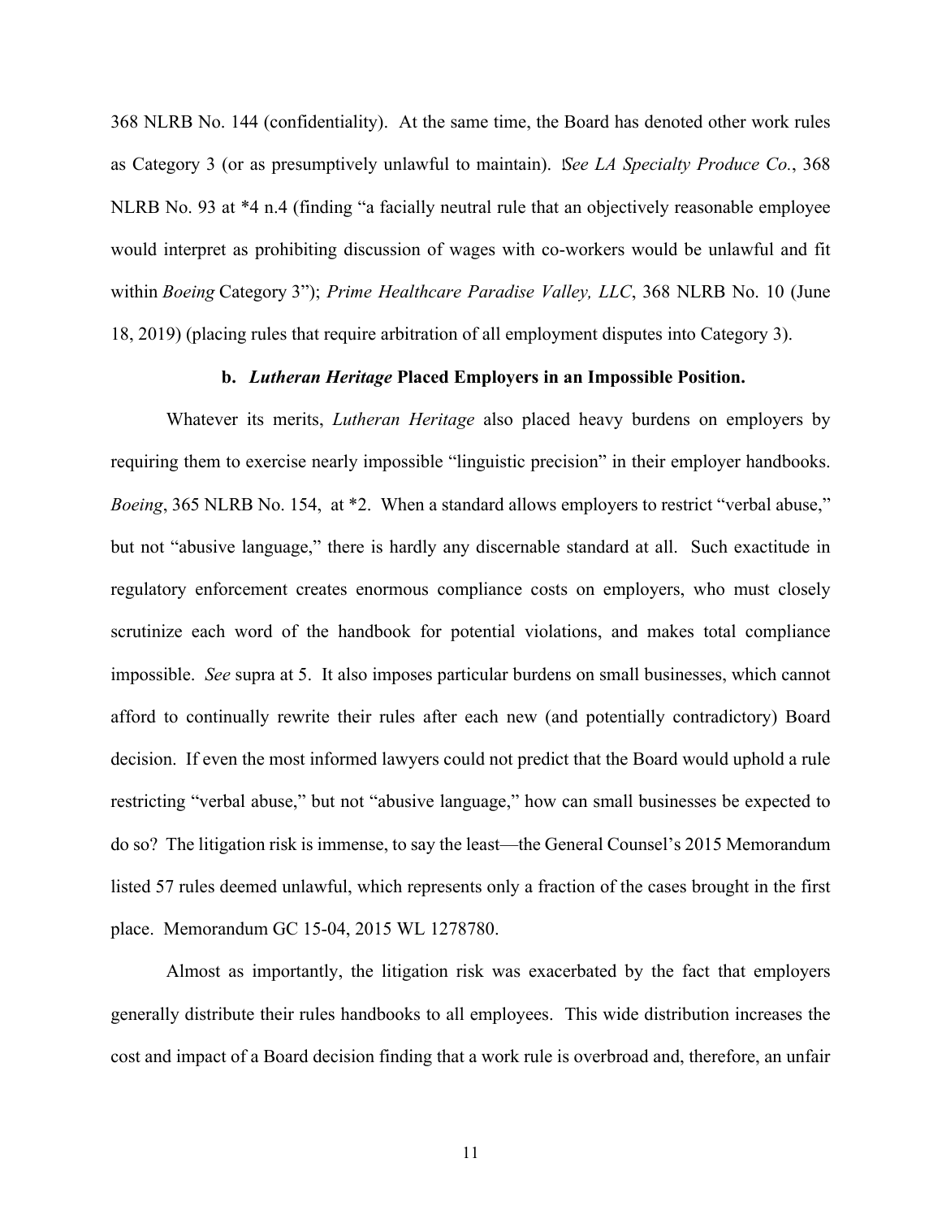368 NLRB No. 144 (confidentiality). At the same time, the Board has denoted other work rules as Category 3 (or as presumptively unlawful to maintain). *See LA Specialty Produce Co.*, 368 NLRB No. 93 at *4 n.4 (finding "a facially neutral rule that an objectively reasonable employee would interpret as prohibiting discussion of wages with co-workers would be unlawful and fit within *Boeing* Category 3"); *Prime Healthcare Paradise Valley, LLC*, 368 NLRB No. 10 (June 18, 2019) (placing rules that require arbitration of all employment disputes into Category 3).

### b. *Lutheran Heritage* Placed Employers in an Impossible Position.

Whatever its merits, *Lutheran Heritage* also placed heavy burdens on employers by requiring them to exercise nearly impossible "linguistic precision" in their employer handbooks. *Boeing*, 365 NLRB No. 154, at *2. When a standard allows employers to restrict "verbal abuse," but not "abusive language," there is hardly any discernable standard at all. Such exactitude in regulatory enforcement creates enormous compliance costs on employers, who must closely scrutinize each word of the handbook for potential violations, and makes total compliance impossible. *See* supra at 5. It also imposes particular burdens on small businesses, which cannot afford to continually rewrite their rules after each new (and potentially contradictory) Board decision. If even the most informed lawyers could not predict that the Board would uphold a rule restricting "verbal abuse," but not "abusive language," how can small businesses be expected to do so? The litigation risk is immense, to say the least—the General Counsel's 2015 Memorandum listed 57 rules deemed unlawful, which represents only a fraction of the cases brought in the first place. Memorandum GC 15-04, 2015 WL 1278780.

Almost as importantly, the litigation risk was exacerbated by the fact that employers generally distribute their rules handbooks to all employees. This wide distribution increases the cost and impact of a Board decision finding that a work rule is overbroad and, therefore, an unfair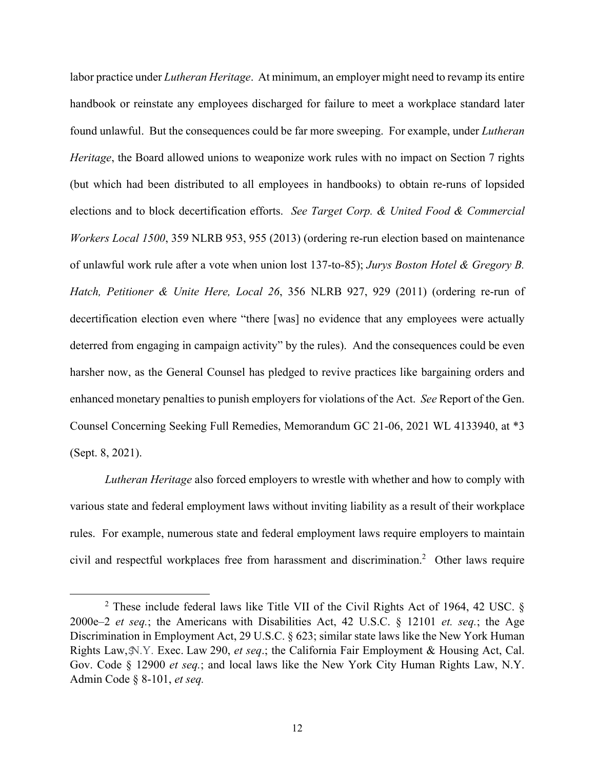labor practice under *Lutheran Heritage*. At minimum, an employer might need to revamp its entire handbook or reinstate any employees discharged for failure to meet a workplace standard later found unlawful. But the consequences could be far more sweeping. For example, under *Lutheran Heritage*, the Board allowed unions to weaponize work rules with no impact on Section 7 rights (but which had been distributed to all employees in handbooks) to obtain re-runs of lopsided elections and to block decertification efforts. *See Target Corp. & United Food & Commercial Workers Local 1500*, 359 NLRB 953, 955 (2013) (ordering re-run election based on maintenance of unlawful work rule after a vote when union lost 137-to-85); *Jurys Boston Hotel & Gregory B. Hatch, Petitioner & Unite Here, Local 26*, 356 NLRB 927, 929 (2011) (ordering re-run of decertification election even where "there [was] no evidence that any employees were actually deterred from engaging in campaign activity" by the rules). And the consequences could be even harsher now, as the General Counsel has pledged to revive practices like bargaining orders and enhanced monetary penalties to punish employers for violations of the Act. *See* Report of the Gen. Counsel Concerning Seeking Full Remedies, Memorandum GC 21-06, 2021 WL 4133940, at *3 (Sept. 8, 2021).

*Lutheran Heritage* also forced employers to wrestle with whether and how to comply with various state and federal employment laws without inviting liability as a result of their workplace rules. For example, numerous state and federal employment laws require employers to maintain civil and respectful workplaces free from harassment and discrimination.[2] Other laws require

---

[2] These include federal laws like Title VII of the Civil Rights Act of 1964, 42 USC. § 2000e–2 *et seq.*; the Americans with Disabilities Act, 42 U.S.C. § 12101 *et. seq.*; the Age Discrimination in Employment Act, 29 U.S.C. § 623; similar state laws like the New York Human Rights Law, N.Y. Exec. Law 290, *et seq*.; the California Fair Employment & Housing Act, Cal. Gov. Code § 12900 *et seq.*; and local laws like the New York City Human Rights Law, N.Y. Admin Code § 8-101, *et seq.*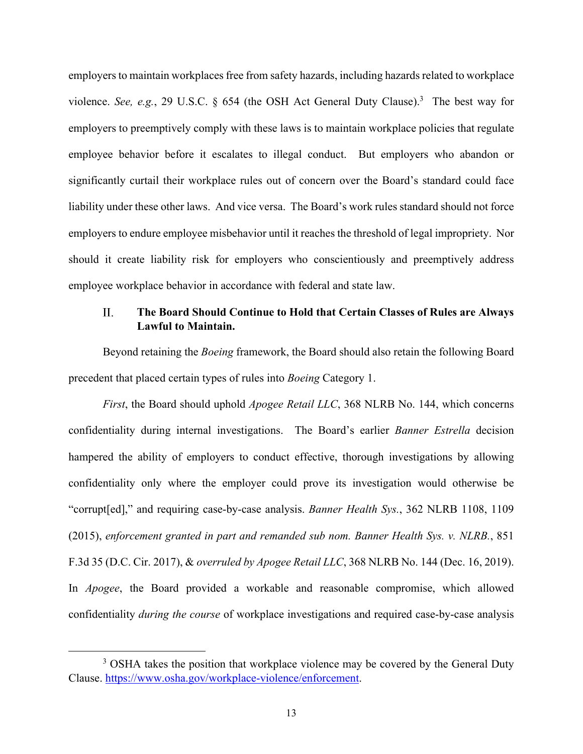employers to maintain workplaces free from safety hazards, including hazards related to workplace violence. *See, e.g.*, 29 U.S.C. § 654 (the OSH Act General Duty Clause).[3] The best way for employers to preemptively comply with these laws is to maintain workplace policies that regulate employee behavior before it escalates to illegal conduct. But employers who abandon or significantly curtail their workplace rules out of concern over the Board's standard could face liability under these other laws. And vice versa. The Board's work rules standard should not force employers to endure employee misbehavior until it reaches the threshold of legal impropriety. Nor should it create liability risk for employers who conscientiously and preemptively address employee workplace behavior in accordance with federal and state law.

## II. The Board Should Continue to Hold that Certain Classes of Rules are Always Lawful to Maintain.

Beyond retaining the *Boeing* framework, the Board should also retain the following Board precedent that placed certain types of rules into *Boeing* Category 1.

*First*, the Board should uphold *Apogee Retail LLC*, 368 NLRB No. 144, which concerns confidentiality during internal investigations. The Board's earlier *Banner Estrella* decision hampered the ability of employers to conduct effective, thorough investigations by allowing confidentiality only where the employer could prove its investigation would otherwise be "corrupt[ed]," and requiring case-by-case analysis. *Banner Health Sys.*, 362 NLRB 1108, 1109 (2015), *enforcement granted in part and remanded sub nom. Banner Health Sys. v. NLRB.*, 851 F.3d 35 (D.C. Cir. 2017), & *overruled by Apogee Retail LLC*, 368 NLRB No. 144 (Dec. 16, 2019). In *Apogee*, the Board provided a workable and reasonable compromise, which allowed confidentiality *during the course* of workplace investigations and required case-by-case analysis

---

[3] OSHA takes the position that workplace violence may be covered by the General Duty Clause. https://www.osha.gov/workplace-violence/enforcement.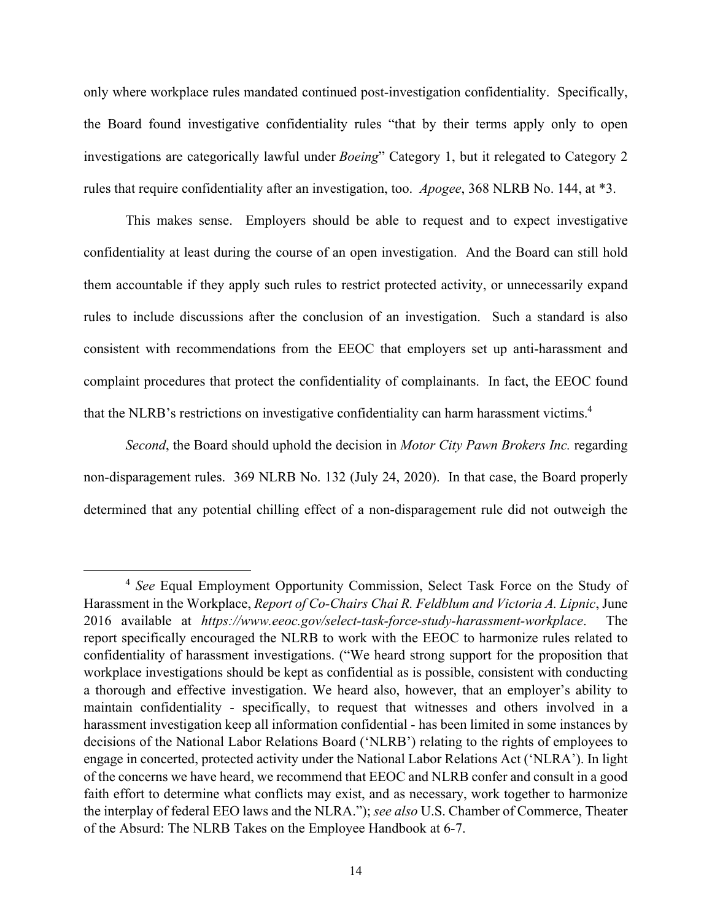only where workplace rules mandated continued post-investigation confidentiality. Specifically, the Board found investigative confidentiality rules "that by their terms apply only to open investigations are categorically lawful under *Boeing*" Category 1, but it relegated to Category 2 rules that require confidentiality after an investigation, too. *Apogee*, 368 NLRB No. 144, at *3.

This makes sense. Employers should be able to request and to expect investigative confidentiality at least during the course of an open investigation. And the Board can still hold them accountable if they apply such rules to restrict protected activity, or unnecessarily expand rules to include discussions after the conclusion of an investigation. Such a standard is also consistent with recommendations from the EEOC that employers set up anti-harassment and complaint procedures that protect the confidentiality of complainants. In fact, the EEOC found that the NLRB's restrictions on investigative confidentiality can harm harassment victims.[4]

*Second*, the Board should uphold the decision in *Motor City Pawn Brokers Inc.* regarding non-disparagement rules. 369 NLRB No. 132 (July 24, 2020). In that case, the Board properly determined that any potential chilling effect of a non-disparagement rule did not outweigh the

---

[4] *See* Equal Employment Opportunity Commission, Select Task Force on the Study of Harassment in the Workplace, *Report of Co-Chairs Chai R. Feldblum and Victoria A. Lipnic*, June 2016 available at *https://www.eeoc.gov/select-task-force-study-harassment-workplace*. The report specifically encouraged the NLRB to work with the EEOC to harmonize rules related to confidentiality of harassment investigations. ("We heard strong support for the proposition that workplace investigations should be kept as confidential as is possible, consistent with conducting a thorough and effective investigation. We heard also, however, that an employer's ability to maintain confidentiality - specifically, to request that witnesses and others involved in a harassment investigation keep all information confidential - has been limited in some instances by decisions of the National Labor Relations Board ('NLRB') relating to the rights of employees to engage in concerted, protected activity under the National Labor Relations Act ('NLRA'). In light of the concerns we have heard, we recommend that EEOC and NLRB confer and consult in a good faith effort to determine what conflicts may exist, and as necessary, work together to harmonize the interplay of federal EEO laws and the NLRA."); *see also* U.S. Chamber of Commerce, Theater of the Absurd: The NLRB Takes on the Employee Handbook at 6-7.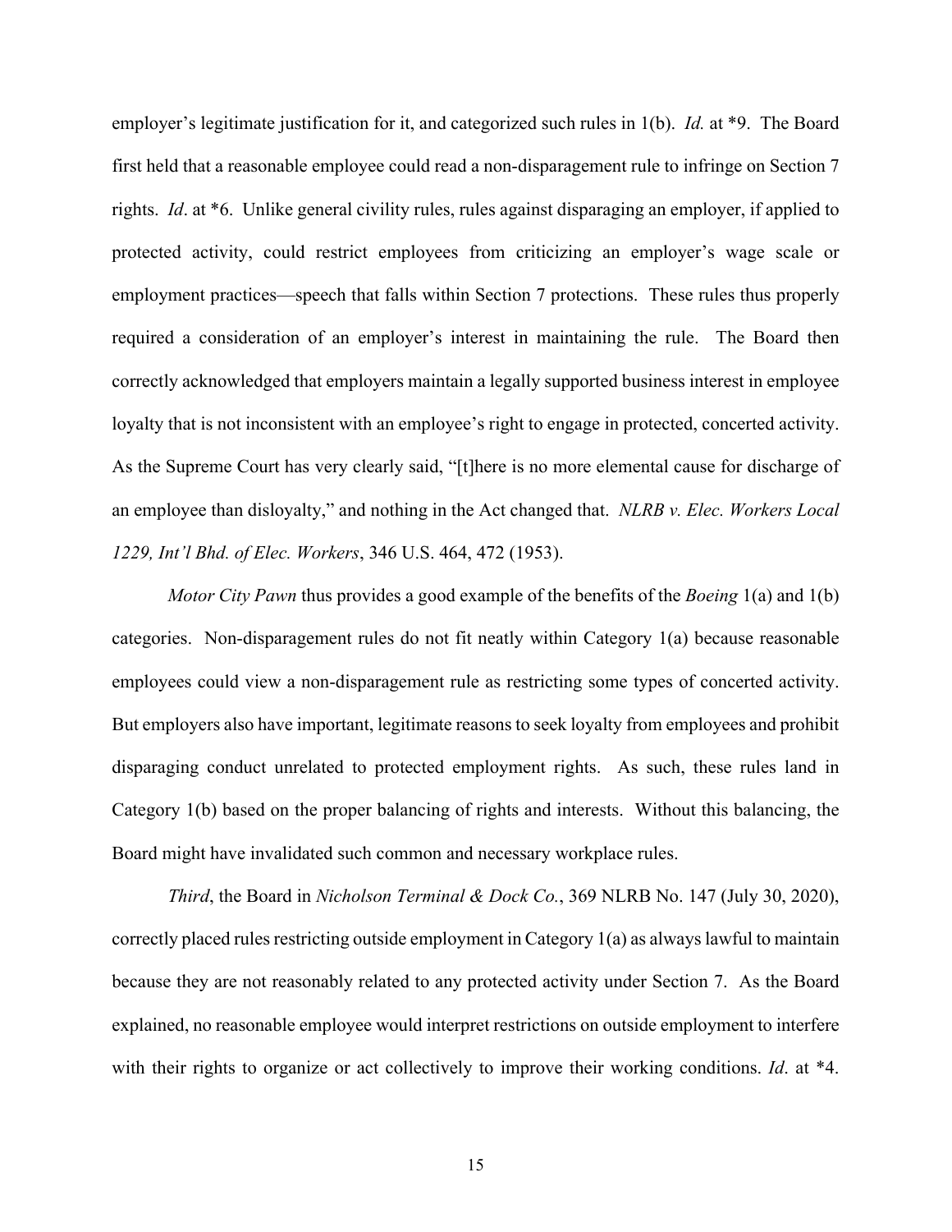employer's legitimate justification for it, and categorized such rules in 1(b). *Id.* at *9. The Board first held that a reasonable employee could read a non-disparagement rule to infringe on Section 7 rights. *Id*. at *6. Unlike general civility rules, rules against disparaging an employer, if applied to protected activity, could restrict employees from criticizing an employer's wage scale or employment practices—speech that falls within Section 7 protections. These rules thus properly required a consideration of an employer's interest in maintaining the rule. The Board then correctly acknowledged that employers maintain a legally supported business interest in employee loyalty that is not inconsistent with an employee's right to engage in protected, concerted activity. As the Supreme Court has very clearly said, "[t]here is no more elemental cause for discharge of an employee than disloyalty," and nothing in the Act changed that. *NLRB v. Elec. Workers Local 1229, Int'l Bhd. of Elec. Workers*, 346 U.S. 464, 472 (1953).

*Motor City Pawn* thus provides a good example of the benefits of the *Boeing* 1(a) and 1(b) categories. Non-disparagement rules do not fit neatly within Category 1(a) because reasonable employees could view a non-disparagement rule as restricting some types of concerted activity. But employers also have important, legitimate reasons to seek loyalty from employees and prohibit disparaging conduct unrelated to protected employment rights. As such, these rules land in Category 1(b) based on the proper balancing of rights and interests. Without this balancing, the Board might have invalidated such common and necessary workplace rules.

*Third*, the Board in *Nicholson Terminal & Dock Co.*, 369 NLRB No. 147 (July 30, 2020), correctly placed rules restricting outside employment in Category 1(a) as always lawful to maintain because they are not reasonably related to any protected activity under Section 7. As the Board explained, no reasonable employee would interpret restrictions on outside employment to interfere with their rights to organize or act collectively to improve their working conditions. *Id*. at *4.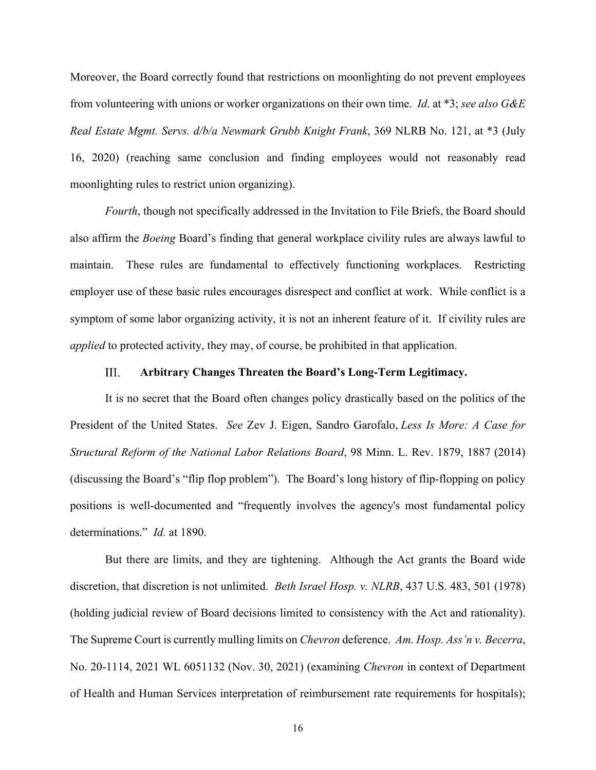Moreover, the Board correctly found that restrictions on moonlighting do not prevent employees from volunteering with unions or worker organizations on their own time. *Id*. at *3; *see also G&E Real Estate Mgmt. Servs. d/b/a Newmark Grubb Knight Frank*, 369 NLRB No. 121, at *3 (July 16, 2020) (reaching same conclusion and finding employees would not reasonably read moonlighting rules to restrict union organizing).

*Fourth*, though not specifically addressed in the Invitation to File Briefs, the Board should also affirm the *Boeing* Board's finding that general workplace civility rules are always lawful to maintain. These rules are fundamental to effectively functioning workplaces. Restricting employer use of these basic rules encourages disrespect and conflict at work. While conflict is a symptom of some labor organizing activity, it is not an inherent feature of it. If civility rules are *applied* to protected activity, they may, of course, be prohibited in that application.

## III. Arbitrary Changes Threaten the Board's Long-Term Legitimacy.

It is no secret that the Board often changes policy drastically based on the politics of the President of the United States. *See* Zev J. Eigen, Sandro Garofalo, *Less Is More: A Case for Structural Reform of the National Labor Relations Board*, 98 Minn. L. Rev. 1879, 1887 (2014) (discussing the Board's "flip flop problem"). The Board's long history of flip-flopping on policy positions is well-documented and "frequently involves the agency's most fundamental policy determinations." *Id.* at 1890.

But there are limits, and they are tightening. Although the Act grants the Board wide discretion, that discretion is not unlimited. *Beth Israel Hosp. v. NLRB*, 437 U.S. 483, 501 (1978) (holding judicial review of Board decisions limited to consistency with the Act and rationality). The Supreme Court is currently mulling limits on *Chevron* deference. *Am. Hosp. Ass'n v. Becerra*, No. 20-1114, 2021 WL 6051132 (Nov. 30, 2021) (examining *Chevron* in context of Department of Health and Human Services interpretation of reimbursement rate requirements for hospitals);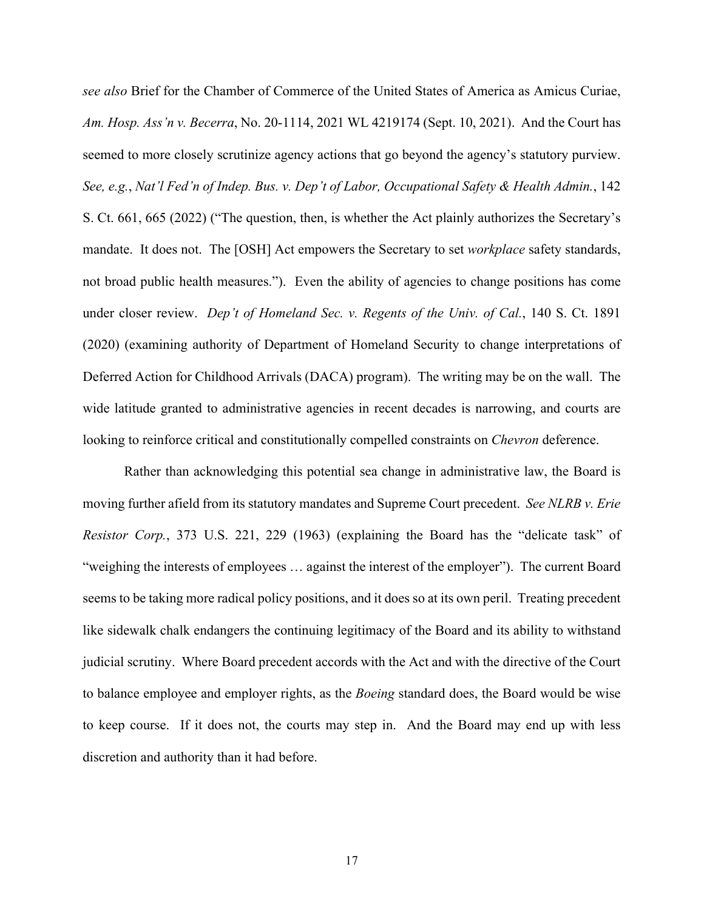*see also* Brief for the Chamber of Commerce of the United States of America as Amicus Curiae, *Am. Hosp. Ass'n v. Becerra*, No. 20-1114, 2021 WL 4219174 (Sept. 10, 2021). And the Court has seemed to more closely scrutinize agency actions that go beyond the agency's statutory purview. *See, e.g.*, *Nat'l Fed'n of Indep. Bus. v. Dep't of Labor, Occupational Safety & Health Admin.*, 142 S. Ct. 661, 665 (2022) ("The question, then, is whether the Act plainly authorizes the Secretary's mandate. It does not. The [OSH] Act empowers the Secretary to set *workplace* safety standards, not broad public health measures."). Even the ability of agencies to change positions has come under closer review. *Dep't of Homeland Sec. v. Regents of the Univ. of Cal.*, 140 S. Ct. 1891 (2020) (examining authority of Department of Homeland Security to change interpretations of Deferred Action for Childhood Arrivals (DACA) program). The writing may be on the wall. The wide latitude granted to administrative agencies in recent decades is narrowing, and courts are looking to reinforce critical and constitutionally compelled constraints on *Chevron* deference.

Rather than acknowledging this potential sea change in administrative law, the Board is moving further afield from its statutory mandates and Supreme Court precedent. *See NLRB v. Erie Resistor Corp.*, 373 U.S. 221, 229 (1963) (explaining the Board has the "delicate task" of "weighing the interests of employees … against the interest of the employer"). The current Board seems to be taking more radical policy positions, and it does so at its own peril. Treating precedent like sidewalk chalk endangers the continuing legitimacy of the Board and its ability to withstand judicial scrutiny. Where Board precedent accords with the Act and with the directive of the Court to balance employee and employer rights, as the *Boeing* standard does, the Board would be wise to keep course. If it does not, the courts may step in. And the Board may end up with less discretion and authority than it had before.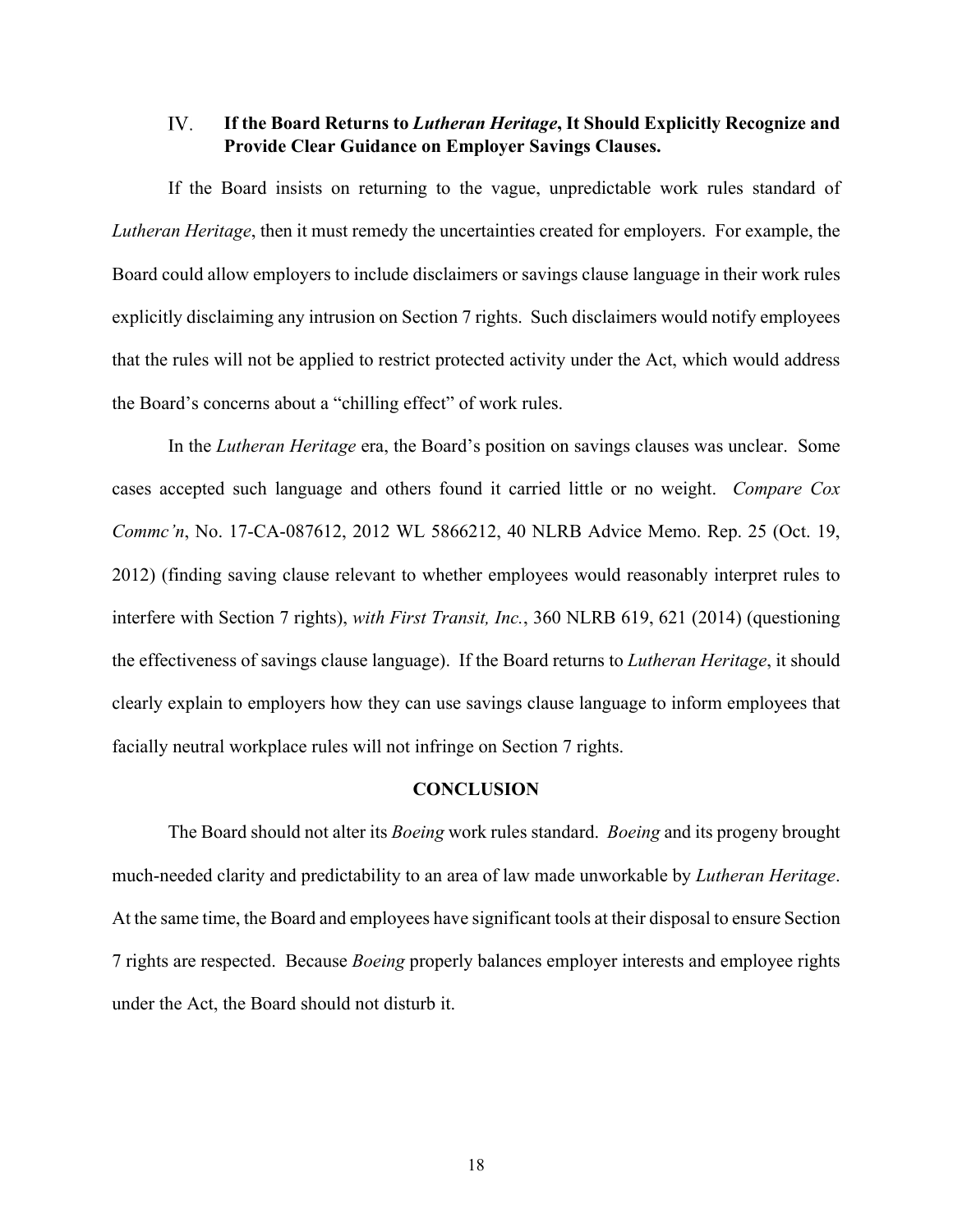## IV. If the Board Returns to *Lutheran Heritage*, It Should Explicitly Recognize and Provide Clear Guidance on Employer Savings Clauses.

If the Board insists on returning to the vague, unpredictable work rules standard of *Lutheran Heritage*, then it must remedy the uncertainties created for employers. For example, the Board could allow employers to include disclaimers or savings clause language in their work rules explicitly disclaiming any intrusion on Section 7 rights. Such disclaimers would notify employees that the rules will not be applied to restrict protected activity under the Act, which would address the Board's concerns about a "chilling effect" of work rules.

In the *Lutheran Heritage* era, the Board's position on savings clauses was unclear. Some cases accepted such language and others found it carried little or no weight. *Compare Cox Commc'n*, No. 17-CA-087612, 2012 WL 5866212, 40 NLRB Advice Memo. Rep. 25 (Oct. 19, 2012) (finding saving clause relevant to whether employees would reasonably interpret rules to interfere with Section 7 rights), *with First Transit, Inc.*, 360 NLRB 619, 621 (2014) (questioning the effectiveness of savings clause language). If the Board returns to *Lutheran Heritage*, it should clearly explain to employers how they can use savings clause language to inform employees that facially neutral workplace rules will not infringe on Section 7 rights.

## CONCLUSION

The Board should not alter its *Boeing* work rules standard. *Boeing* and its progeny brought much-needed clarity and predictability to an area of law made unworkable by *Lutheran Heritage*. At the same time, the Board and employees have significant tools at their disposal to ensure Section 7 rights are respected. Because *Boeing* properly balances employer interests and employee rights under the Act, the Board should not disturb it.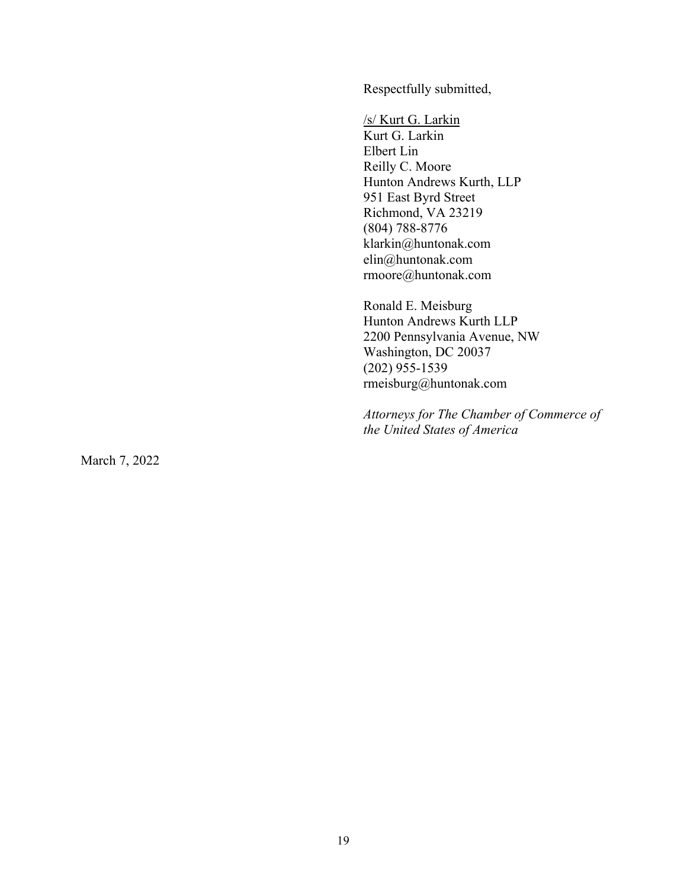Respectfully submitted,

/s/ Kurt G. Larkin
Kurt G. Larkin
Elbert Lin
Reilly C. Moore
Hunton Andrews Kurth, LLP
951 East Byrd Street
Richmond, VA 23219
(804) 788-8776
klarkin@huntonak.com
elin@huntonak.com
rmoore@huntonak.com

Ronald E. Meisburg
Hunton Andrews Kurth LLP
2200 Pennsylvania Avenue, NW
Washington, DC 20037
(202) 955-1539
rmeisburg@huntonak.com

*Attorneys for The Chamber of Commerce of the United States of America*

March 7, 2022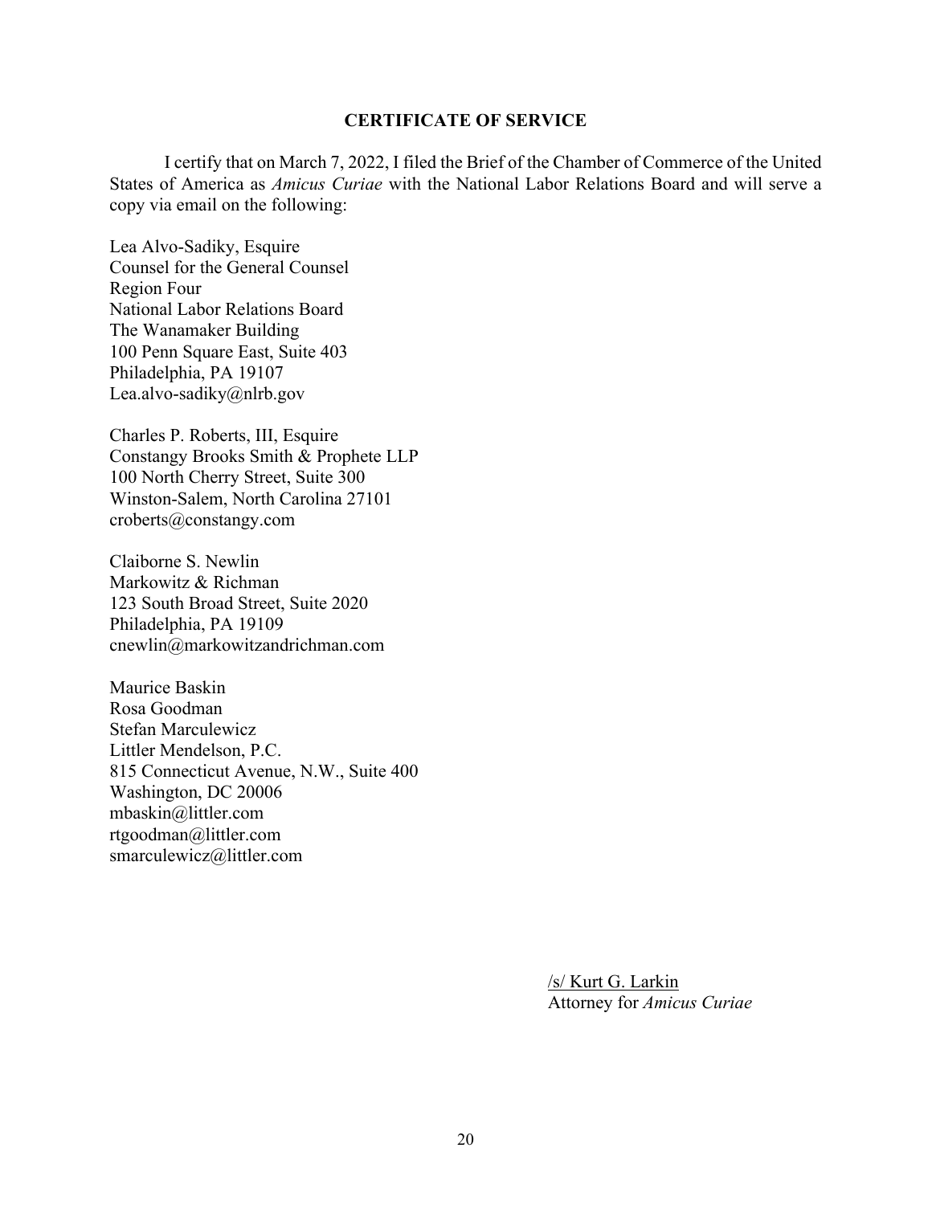## CERTIFICATE OF SERVICE

I certify that on March 7, 2022, I filed the Brief of the Chamber of Commerce of the United States of America as *Amicus Curiae* with the National Labor Relations Board and will serve a copy via email on the following:

Lea Alvo-Sadiky, Esquire
Counsel for the General Counsel
Region Four
National Labor Relations Board
The Wanamaker Building
100 Penn Square East, Suite 403
Philadelphia, PA 19107
Lea.alvo-sadiky@nlrb.gov

Charles P. Roberts, III, Esquire
Constangy Brooks Smith & Prophete LLP
100 North Cherry Street, Suite 300
Winston-Salem, North Carolina 27101
croberts@constangy.com

Claiborne S. Newlin
Markowitz & Richman
123 South Broad Street, Suite 2020
Philadelphia, PA 19109
cnewlin@markowitzandrichman.com

Maurice Baskin
Rosa Goodman
Stefan Marculewicz
Littler Mendelson, P.C.
815 Connecticut Avenue, N.W., Suite 400
Washington, DC 20006
mbaskin@littler.com
rtgoodman@littler.com
smarculewicz@littler.com

/s/ Kurt G. Larkin
Attorney for *Amicus Curiae*